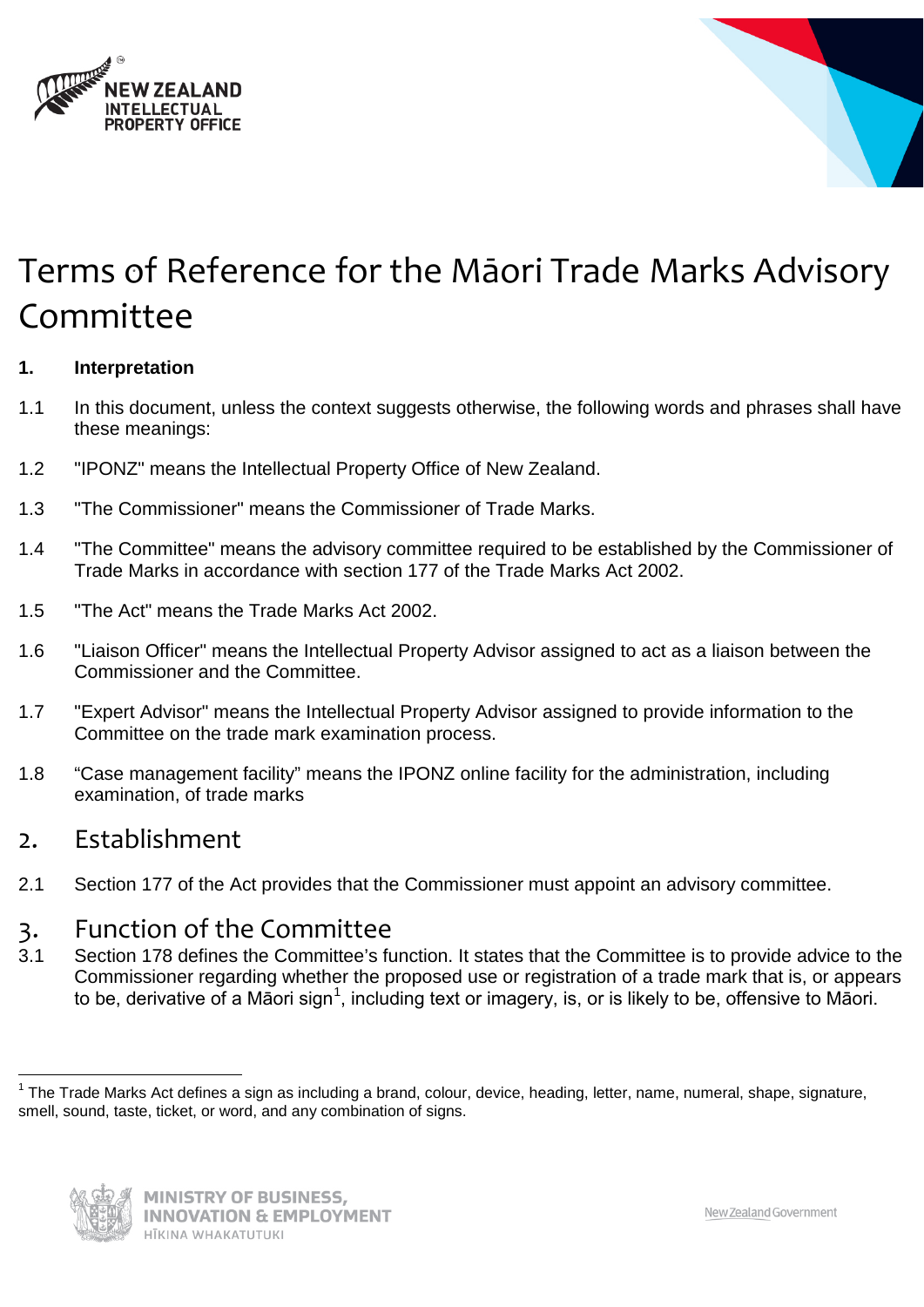# Terms of Reference for the Māori Trade Marks Advisory Committee

## 1. Interpretation

1.1 In this document, unless the context suggests otherwise, the following words and phrases shall have these meanings:

1.2 "IPONZ" means the Intellectual Property Office of New Zealand.

1.3 "The Commissioner" means the Commissioner of Trade Marks.

1.4 "The Committee" means the advisory committee required to be established by the Commissioner of Trade Marks in accordance with section 177 of the Trade Marks Act 2002.

1.5 "The Act" means the Trade Marks Act 2002.

1.6 "Liaison Officer" means the Intellectual Property Advisor assigned to act as a liaison between the Commissioner and the Committee.

1.7 "Expert Advisor" means the Intellectual Property Advisor assigned to provide information to the Committee on the trade mark examination process.

1.8 “Case management facility” means the IPONZ online facility for the administration, including examination, of trade marks

## 2. Establishment

2.1 Section 177 of the Act provides that the Commissioner must appoint an advisory committee.

## 3. Function of the Committee

3.1 Section 178 defines the Committee’s function. It states that the Committee is to provide advice to the Commissioner regarding whether the proposed use or registration of a trade mark that is, or appears to be, derivative of a Māori sign[1], including text or imagery, is, or is likely to be, offensive to Māori.

[1] The Trade Marks Act defines a sign as including a brand, colour, device, heading, letter, name, numeral, shape, signature, smell, sound, taste, ticket, or word, and any combination of signs.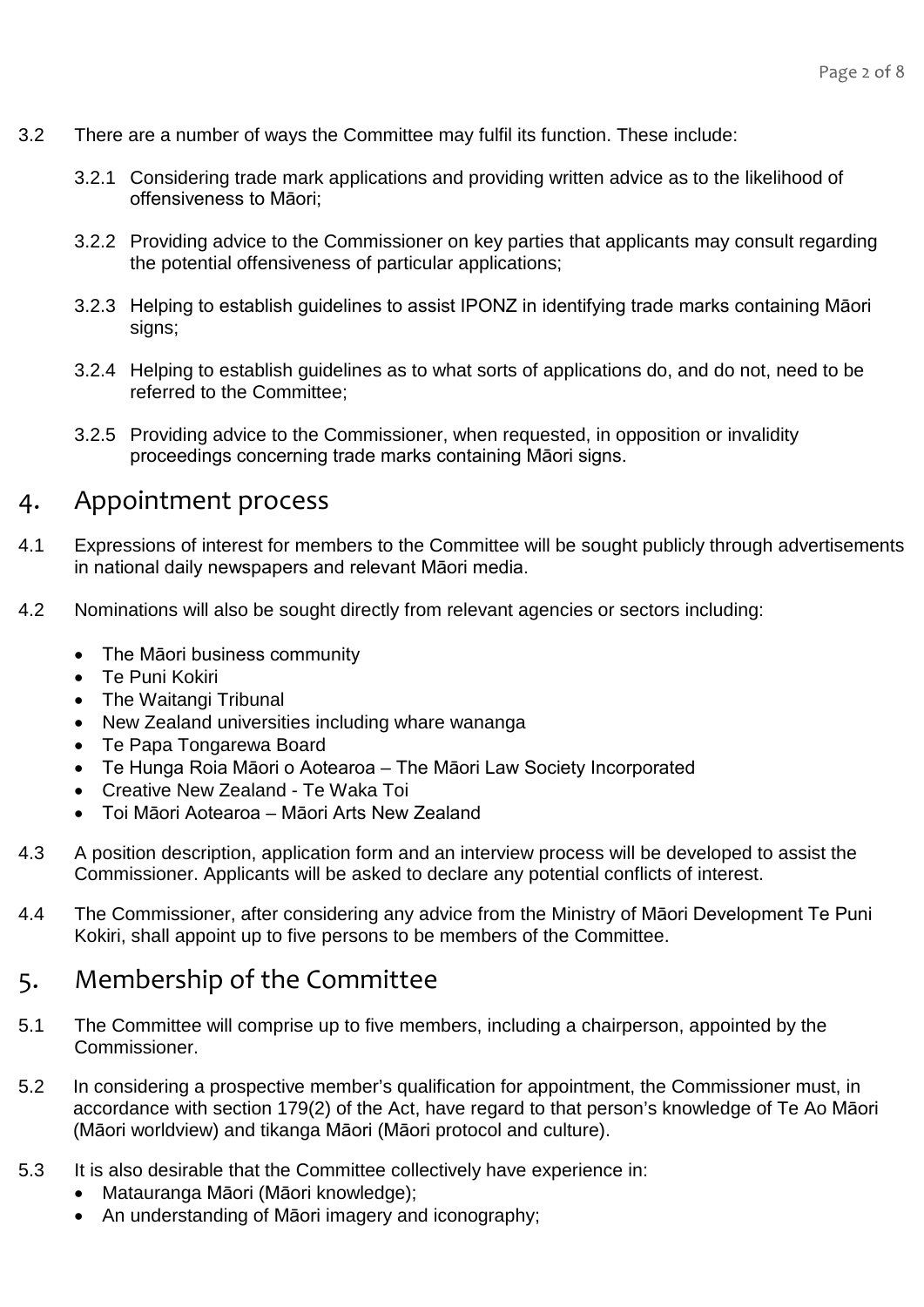3.2 There are a number of ways the Committee may fulfil its function. These include:

3.2.1 Considering trade mark applications and providing written advice as to the likelihood of offensiveness to Māori;

3.2.2 Providing advice to the Commissioner on key parties that applicants may consult regarding the potential offensiveness of particular applications;

3.2.3 Helping to establish guidelines to assist IPONZ in identifying trade marks containing Māori signs;

3.2.4 Helping to establish guidelines as to what sorts of applications do, and do not, need to be referred to the Committee;

3.2.5 Providing advice to the Commissioner, when requested, in opposition or invalidity proceedings concerning trade marks containing Māori signs.

## 4. Appointment process

4.1 Expressions of interest for members to the Committee will be sought publicly through advertisements in national daily newspapers and relevant Māori media.

4.2 Nominations will also be sought directly from relevant agencies or sectors including:

- The Māori business community
- Te Puni Kokiri
- The Waitangi Tribunal
- New Zealand universities including whare wananga
- Te Papa Tongarewa Board
- Te Hunga Roia Māori o Aotearoa – The Māori Law Society Incorporated
- Creative New Zealand - Te Waka Toi
- Toi Māori Aotearoa – Māori Arts New Zealand

4.3 A position description, application form and an interview process will be developed to assist the Commissioner. Applicants will be asked to declare any potential conflicts of interest.

4.4 The Commissioner, after considering any advice from the Ministry of Māori Development Te Puni Kokiri, shall appoint up to five persons to be members of the Committee.

## 5. Membership of the Committee

5.1 The Committee will comprise up to five members, including a chairperson, appointed by the Commissioner.

5.2 In considering a prospective member's qualification for appointment, the Commissioner must, in accordance with section 179(2) of the Act, have regard to that person's knowledge of Te Ao Māori (Māori worldview) and tikanga Māori (Māori protocol and culture).

5.3 It is also desirable that the Committee collectively have experience in:

- Matauranga Māori (Māori knowledge);
- An understanding of Māori imagery and iconography;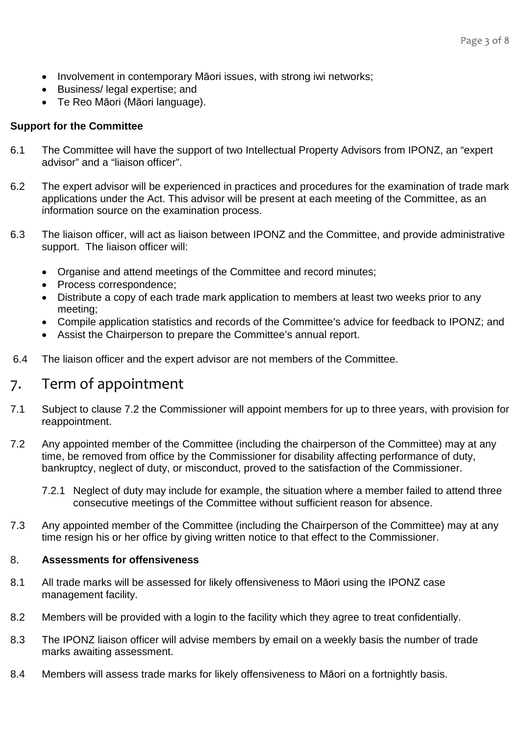- Involvement in contemporary Māori issues, with strong iwi networks;
- Business/ legal expertise; and
- Te Reo Māori (Māori language).

**Support for the Committee**

6.1 The Committee will have the support of two Intellectual Property Advisors from IPONZ, an "expert advisor" and a "liaison officer".

6.2 The expert advisor will be experienced in practices and procedures for the examination of trade mark applications under the Act. This advisor will be present at each meeting of the Committee, as an information source on the examination process.

6.3 The liaison officer, will act as liaison between IPONZ and the Committee, and provide administrative support. The liaison officer will:

- Organise and attend meetings of the Committee and record minutes;
- Process correspondence;
- Distribute a copy of each trade mark application to members at least two weeks prior to any meeting;
- Compile application statistics and records of the Committee's advice for feedback to IPONZ; and
- Assist the Chairperson to prepare the Committee's annual report.

6.4 The liaison officer and the expert advisor are not members of the Committee.

## 7. Term of appointment

7.1 Subject to clause 7.2 the Commissioner will appoint members for up to three years, with provision for reappointment.

7.2 Any appointed member of the Committee (including the chairperson of the Committee) may at any time, be removed from office by the Commissioner for disability affecting performance of duty, bankruptcy, neglect of duty, or misconduct, proved to the satisfaction of the Commissioner.

7.2.1 Neglect of duty may include for example, the situation where a member failed to attend three consecutive meetings of the Committee without sufficient reason for absence.

7.3 Any appointed member of the Committee (including the Chairperson of the Committee) may at any time resign his or her office by giving written notice to that effect to the Commissioner.

8. **Assessments for offensiveness**

8.1 All trade marks will be assessed for likely offensiveness to Māori using the IPONZ case management facility.

8.2 Members will be provided with a login to the facility which they agree to treat confidentially.

8.3 The IPONZ liaison officer will advise members by email on a weekly basis the number of trade marks awaiting assessment.

8.4 Members will assess trade marks for likely offensiveness to Māori on a fortnightly basis.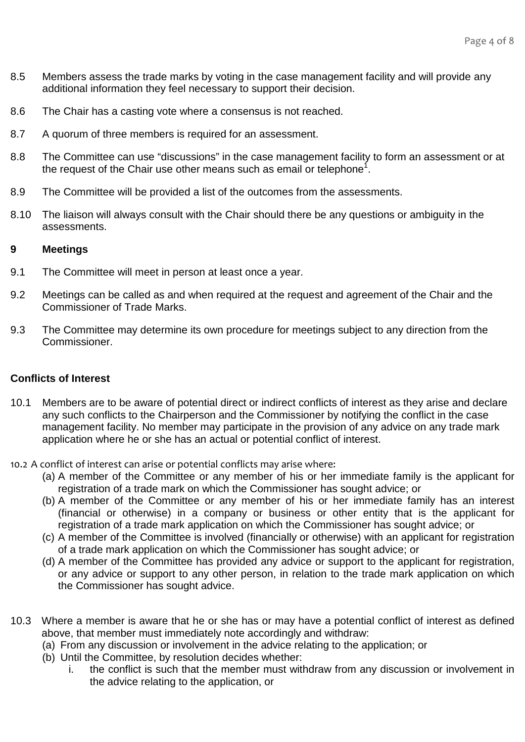8.5 Members assess the trade marks by voting in the case management facility and will provide any additional information they feel necessary to support their decision.

8.6 The Chair has a casting vote where a consensus is not reached.

8.7 A quorum of three members is required for an assessment.

8.8 The Committee can use “discussions” in the case management facility to form an assessment or at the request of the Chair use other means such as email or telephone[1].

8.9 The Committee will be provided a list of the outcomes from the assessments.

8.10 The liaison will always consult with the Chair should there be any questions or ambiguity in the assessments.

**9 Meetings**

9.1 The Committee will meet in person at least once a year.

9.2 Meetings can be called as and when required at the request and agreement of the Chair and the Commissioner of Trade Marks.

9.3 The Committee may determine its own procedure for meetings subject to any direction from the Commissioner.

**Conflicts of Interest**

10.1 Members are to be aware of potential direct or indirect conflicts of interest as they arise and declare any such conflicts to the Chairperson and the Commissioner by notifying the conflict in the case management facility. No member may participate in the provision of any advice on any trade mark application where he or she has an actual or potential conflict of interest.

10.2 A conflict of interest can arise or potential conflicts may arise where:

(a) A member of the Committee or any member of his or her immediate family is the applicant for registration of a trade mark on which the Commissioner has sought advice; or

(b) A member of the Committee or any member of his or her immediate family has an interest (financial or otherwise) in a company or business or other entity that is the applicant for registration of a trade mark application on which the Commissioner has sought advice; or

(c) A member of the Committee is involved (financially or otherwise) with an applicant for registration of a trade mark application on which the Commissioner has sought advice; or

(d) A member of the Committee has provided any advice or support to the applicant for registration, or any advice or support to any other person, in relation to the trade mark application on which the Commissioner has sought advice.

10.3 Where a member is aware that he or she has or may have a potential conflict of interest as defined above, that member must immediately note accordingly and withdraw:

(a) From any discussion or involvement in the advice relating to the application; or

(b) Until the Committee, by resolution decides whether:

i. the conflict is such that the member must withdraw from any discussion or involvement in the advice relating to the application, or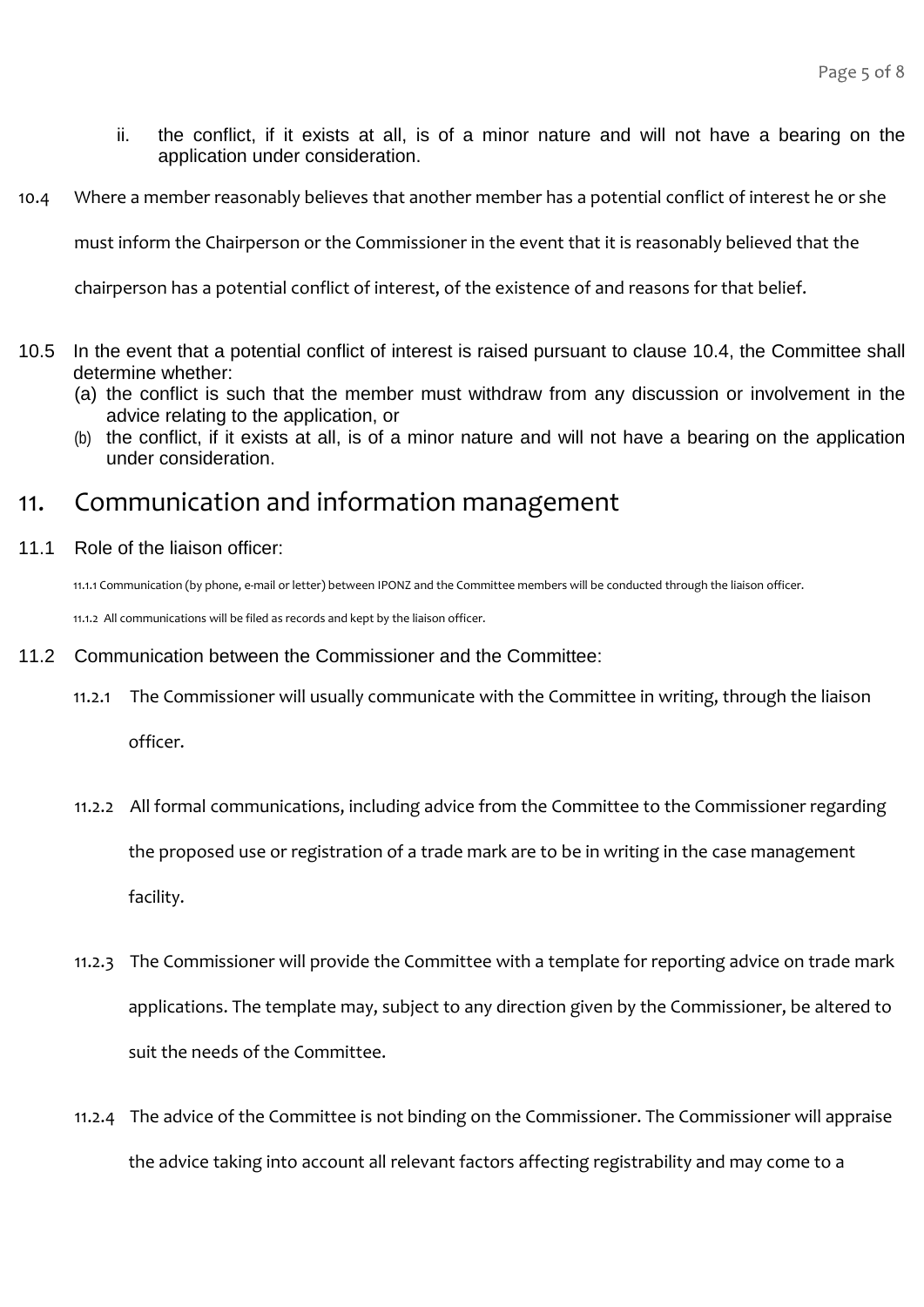ii. the conflict, if it exists at all, is of a minor nature and will not have a bearing on the application under consideration.

10.4 Where a member reasonably believes that another member has a potential conflict of interest he or she must inform the Chairperson or the Commissioner in the event that it is reasonably believed that the chairperson has a potential conflict of interest, of the existence of and reasons for that belief.

10.5 In the event that a potential conflict of interest is raised pursuant to clause 10.4, the Committee shall determine whether:

(a) the conflict is such that the member must withdraw from any discussion or involvement in the advice relating to the application, or

(b) the conflict, if it exists at all, is of a minor nature and will not have a bearing on the application under consideration.

# 11. Communication and information management

11.1 Role of the liaison officer:

11.1.1 Communication (by phone, e-mail or letter) between IPONZ and the Committee members will be conducted through the liaison officer.

11.1.2 All communications will be filed as records and kept by the liaison officer.

11.2 Communication between the Commissioner and the Committee:

11.2.1 The Commissioner will usually communicate with the Committee in writing, through the liaison officer.

11.2.2 All formal communications, including advice from the Committee to the Commissioner regarding the proposed use or registration of a trade mark are to be in writing in the case management facility.

11.2.3 The Commissioner will provide the Committee with a template for reporting advice on trade mark applications. The template may, subject to any direction given by the Commissioner, be altered to suit the needs of the Committee.

11.2.4 The advice of the Committee is not binding on the Commissioner. The Commissioner will appraise the advice taking into account all relevant factors affecting registrability and may come to a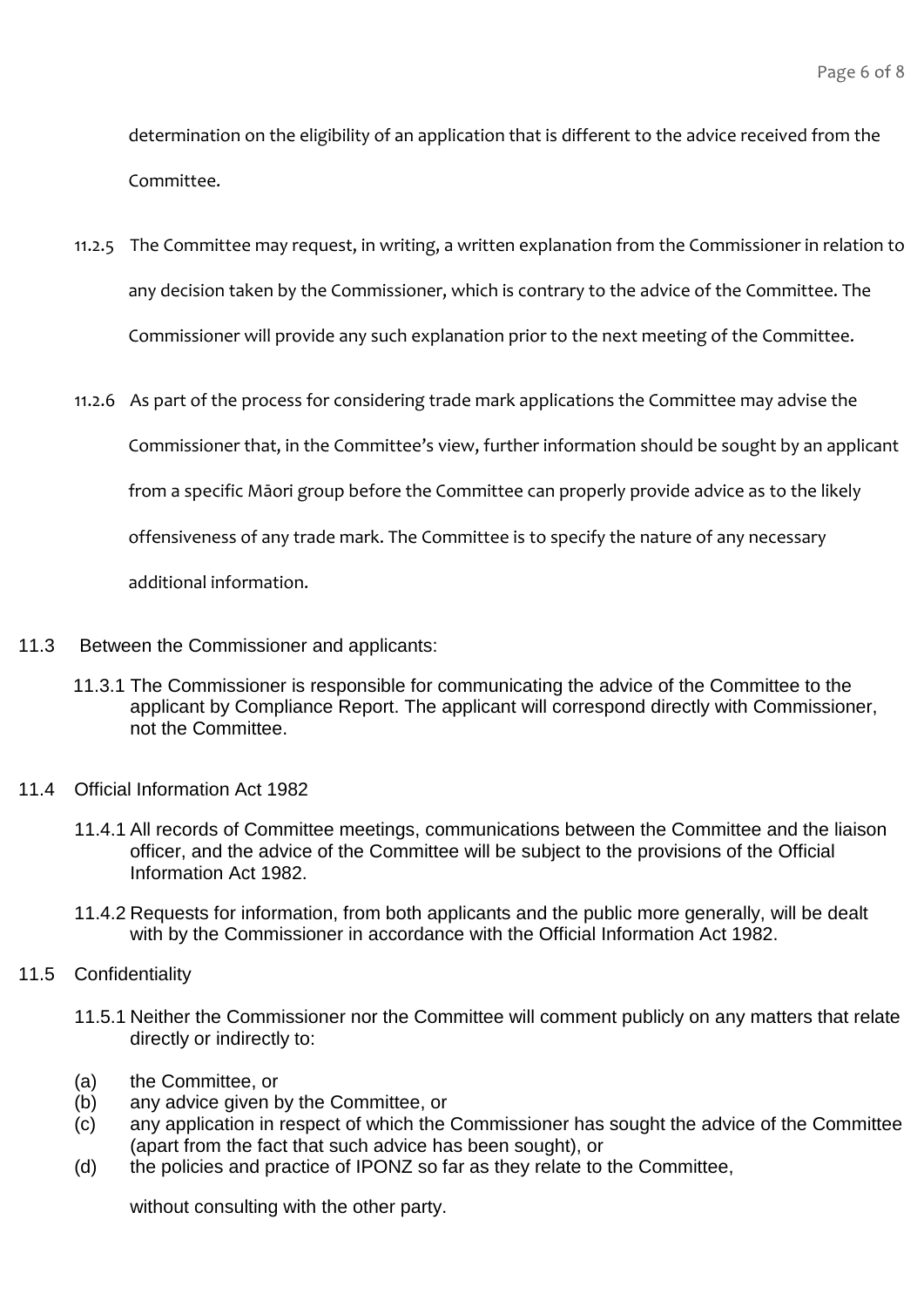determination on the eligibility of an application that is different to the advice received from the Committee.

11.2.5 The Committee may request, in writing, a written explanation from the Commissioner in relation to any decision taken by the Commissioner, which is contrary to the advice of the Committee. The Commissioner will provide any such explanation prior to the next meeting of the Committee.

11.2.6 As part of the process for considering trade mark applications the Committee may advise the Commissioner that, in the Committee's view, further information should be sought by an applicant from a specific Māori group before the Committee can properly provide advice as to the likely offensiveness of any trade mark. The Committee is to specify the nature of any necessary additional information.

11.3 Between the Commissioner and applicants:

11.3.1 The Commissioner is responsible for communicating the advice of the Committee to the applicant by Compliance Report. The applicant will correspond directly with Commissioner, not the Committee.

11.4 Official Information Act 1982

11.4.1 All records of Committee meetings, communications between the Committee and the liaison officer, and the advice of the Committee will be subject to the provisions of the Official Information Act 1982.

11.4.2 Requests for information, from both applicants and the public more generally, will be dealt with by the Commissioner in accordance with the Official Information Act 1982.

11.5 Confidentiality

11.5.1 Neither the Commissioner nor the Committee will comment publicly on any matters that relate directly or indirectly to:

(a) the Committee, or
(b) any advice given by the Committee, or
(c) any application in respect of which the Commissioner has sought the advice of the Committee (apart from the fact that such advice has been sought), or
(d) the policies and practice of IPONZ so far as they relate to the Committee,

without consulting with the other party.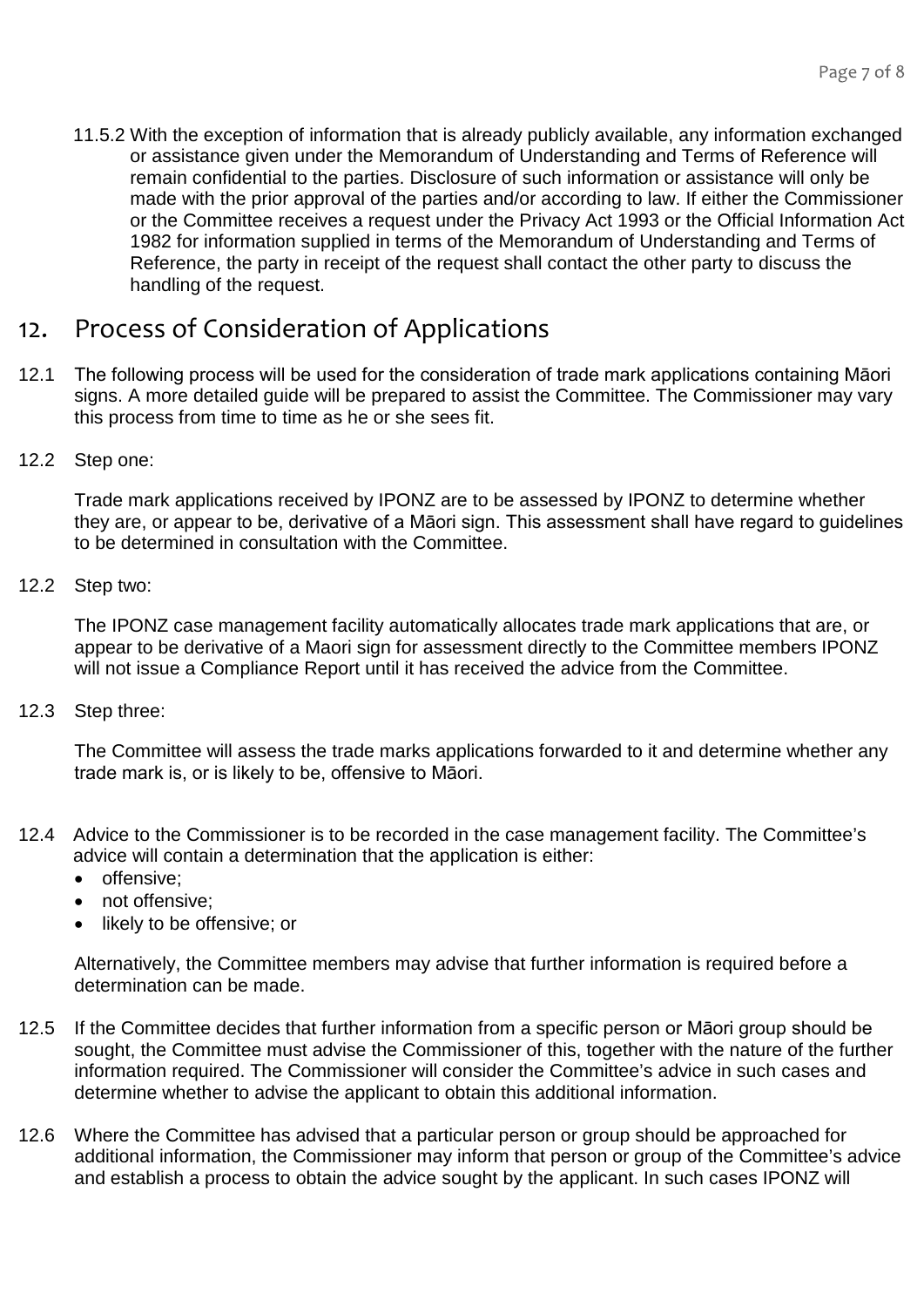11.5.2 With the exception of information that is already publicly available, any information exchanged or assistance given under the Memorandum of Understanding and Terms of Reference will remain confidential to the parties. Disclosure of such information or assistance will only be made with the prior approval of the parties and/or according to law. If either the Commissioner or the Committee receives a request under the Privacy Act 1993 or the Official Information Act 1982 for information supplied in terms of the Memorandum of Understanding and Terms of Reference, the party in receipt of the request shall contact the other party to discuss the handling of the request.

## 12. Process of Consideration of Applications

12.1 The following process will be used for the consideration of trade mark applications containing Māori signs. A more detailed guide will be prepared to assist the Committee. The Commissioner may vary this process from time to time as he or she sees fit.

12.2 Step one:

Trade mark applications received by IPONZ are to be assessed by IPONZ to determine whether they are, or appear to be, derivative of a Māori sign. This assessment shall have regard to guidelines to be determined in consultation with the Committee.

12.2 Step two:

The IPONZ case management facility automatically allocates trade mark applications that are, or appear to be derivative of a Maori sign for assessment directly to the Committee members IPONZ will not issue a Compliance Report until it has received the advice from the Committee.

12.3 Step three:

The Committee will assess the trade marks applications forwarded to it and determine whether any trade mark is, or is likely to be, offensive to Māori.

12.4 Advice to the Commissioner is to be recorded in the case management facility. The Committee's advice will contain a determination that the application is either:

- offensive;
- not offensive;
- likely to be offensive; or

Alternatively, the Committee members may advise that further information is required before a determination can be made.

12.5 If the Committee decides that further information from a specific person or Māori group should be sought, the Committee must advise the Commissioner of this, together with the nature of the further information required. The Commissioner will consider the Committee's advice in such cases and determine whether to advise the applicant to obtain this additional information.

12.6 Where the Committee has advised that a particular person or group should be approached for additional information, the Commissioner may inform that person or group of the Committee's advice and establish a process to obtain the advice sought by the applicant. In such cases IPONZ will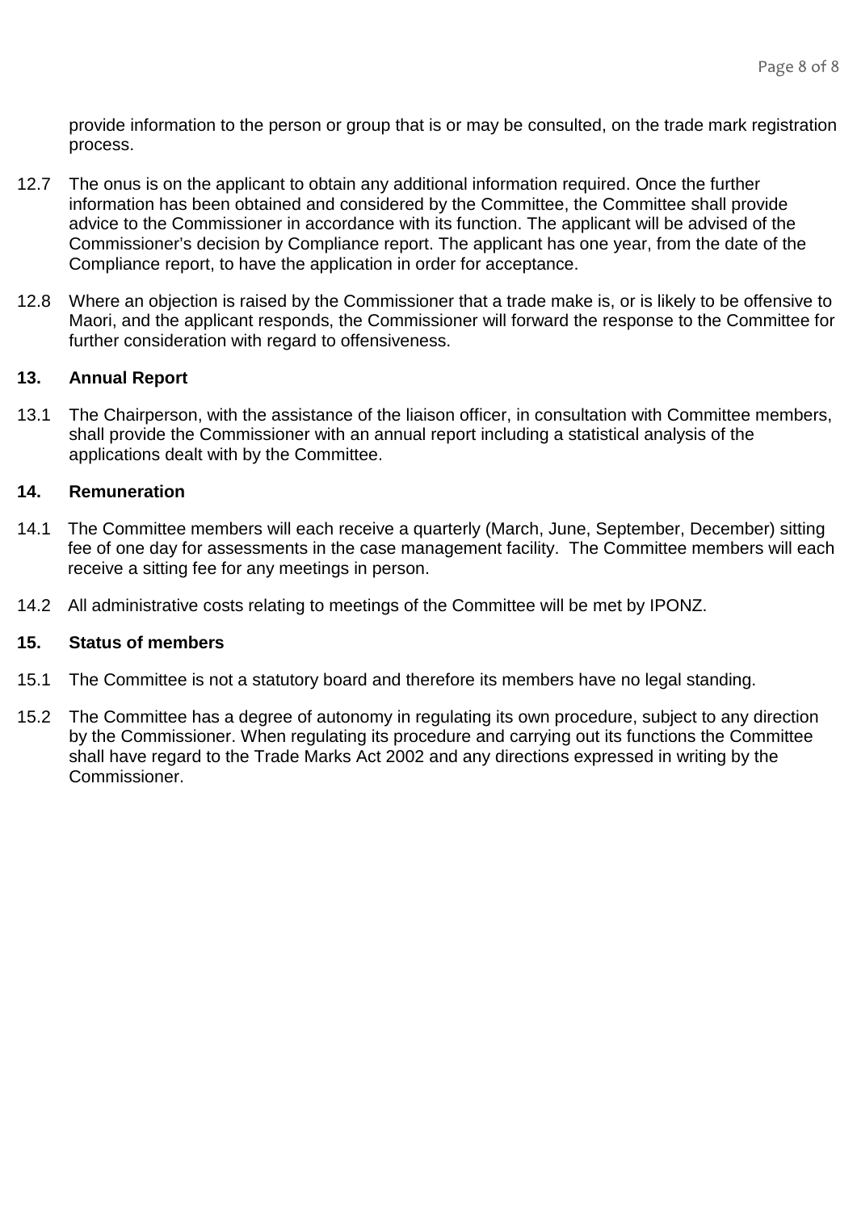provide information to the person or group that is or may be consulted, on the trade mark registration process.

12.7 The onus is on the applicant to obtain any additional information required. Once the further information has been obtained and considered by the Committee, the Committee shall provide advice to the Commissioner in accordance with its function. The applicant will be advised of the Commissioner's decision by Compliance report. The applicant has one year, from the date of the Compliance report, to have the application in order for acceptance.

12.8 Where an objection is raised by the Commissioner that a trade make is, or is likely to be offensive to Maori, and the applicant responds, the Commissioner will forward the response to the Committee for further consideration with regard to offensiveness.

## 13. Annual Report

13.1 The Chairperson, with the assistance of the liaison officer, in consultation with Committee members, shall provide the Commissioner with an annual report including a statistical analysis of the applications dealt with by the Committee.

## 14. Remuneration

14.1 The Committee members will each receive a quarterly (March, June, September, December) sitting fee of one day for assessments in the case management facility. The Committee members will each receive a sitting fee for any meetings in person.

14.2 All administrative costs relating to meetings of the Committee will be met by IPONZ.

## 15. Status of members

15.1 The Committee is not a statutory board and therefore its members have no legal standing.

15.2 The Committee has a degree of autonomy in regulating its own procedure, subject to any direction by the Commissioner. When regulating its procedure and carrying out its functions the Committee shall have regard to the Trade Marks Act 2002 and any directions expressed in writing by the Commissioner.